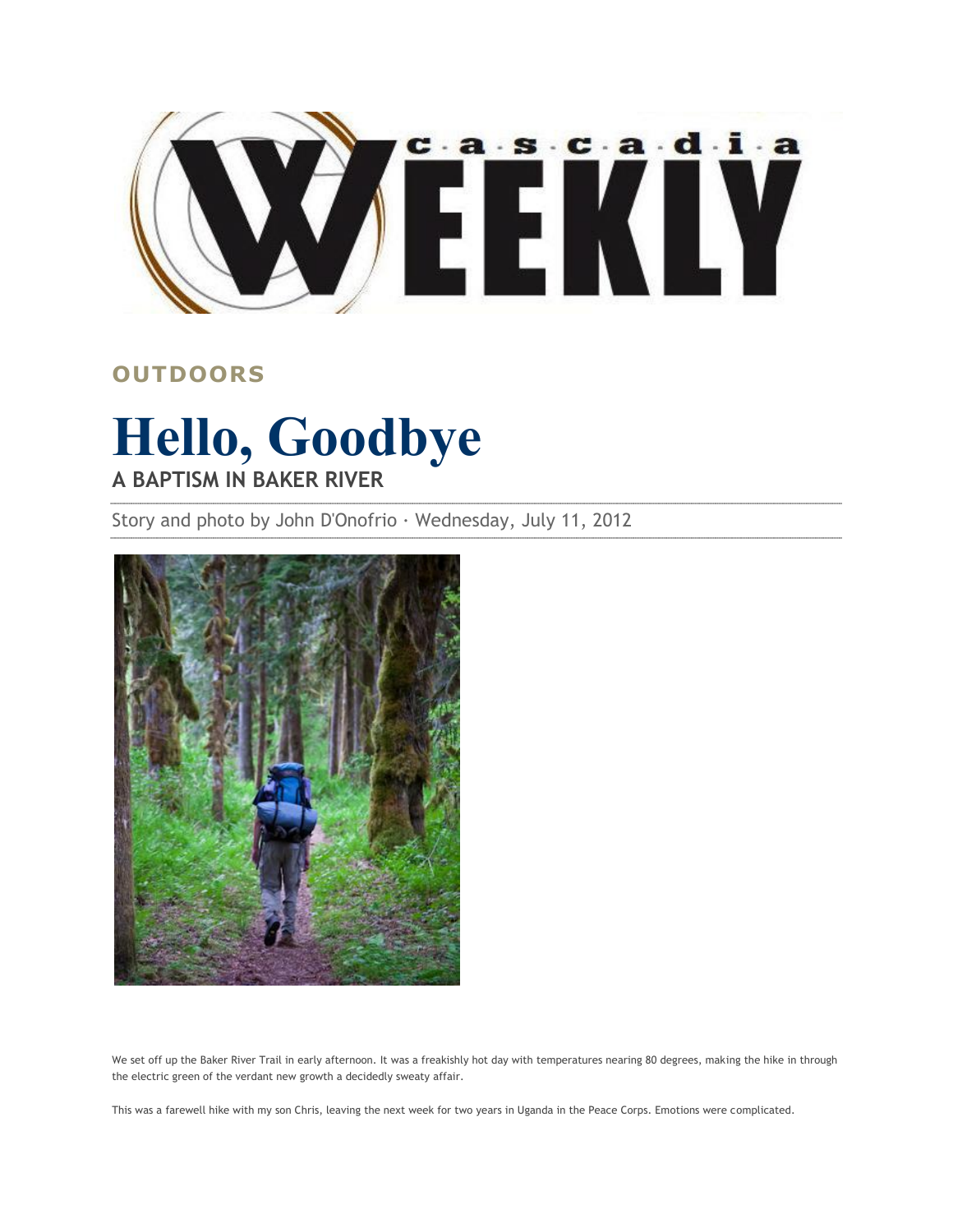# Cascadia Weekly

**OUTDOORS**

# Hello, Goodbye

## A BAPTISM IN BAKER RIVER

Story and photo by John D'Onofrio · Wednesday, July 11, 2012

We set off up the Baker River Trail in early afternoon. It was a freakishly hot day with temperatures nearing 80 degrees, making the hike in through the electric green of the verdant new growth a decidedly sweaty affair.

This was a farewell hike with my son Chris, leaving the next week for two years in Uganda in the Peace Corps. Emotions were complicated.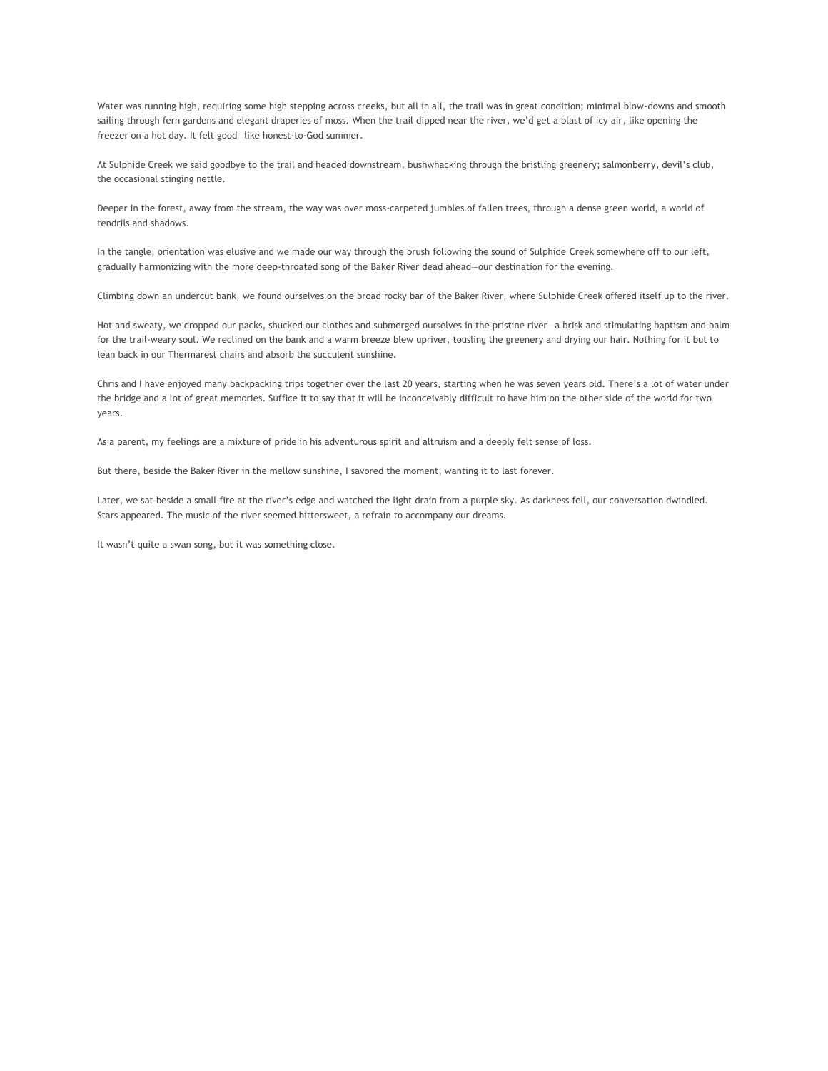Water was running high, requiring some high stepping across creeks, but all in all, the trail was in great condition; minimal blow-downs and smooth sailing through fern gardens and elegant draperies of moss. When the trail dipped near the river, we'd get a blast of icy air, like opening the freezer on a hot day. It felt good—like honest-to-God summer.

At Sulphide Creek we said goodbye to the trail and headed downstream, bushwhacking through the bristling greenery; salmonberry, devil's club, the occasional stinging nettle.

Deeper in the forest, away from the stream, the way was over moss-carpeted jumbles of fallen trees, through a dense green world, a world of tendrils and shadows.

In the tangle, orientation was elusive and we made our way through the brush following the sound of Sulphide Creek somewhere off to our left, gradually harmonizing with the more deep-throated song of the Baker River dead ahead—our destination for the evening.

Climbing down an undercut bank, we found ourselves on the broad rocky bar of the Baker River, where Sulphide Creek offered itself up to the river.

Hot and sweaty, we dropped our packs, shucked our clothes and submerged ourselves in the pristine river—a brisk and stimulating baptism and balm for the trail-weary soul. We reclined on the bank and a warm breeze blew upriver, tousling the greenery and drying our hair. Nothing for it but to lean back in our Thermarest chairs and absorb the succulent sunshine.

Chris and I have enjoyed many backpacking trips together over the last 20 years, starting when he was seven years old. There's a lot of water under the bridge and a lot of great memories. Suffice it to say that it will be inconceivably difficult to have him on the other side of the world for two years.

As a parent, my feelings are a mixture of pride in his adventurous spirit and altruism and a deeply felt sense of loss.

But there, beside the Baker River in the mellow sunshine, I savored the moment, wanting it to last forever.

Later, we sat beside a small fire at the river's edge and watched the light drain from a purple sky. As darkness fell, our conversation dwindled. Stars appeared. The music of the river seemed bittersweet, a refrain to accompany our dreams.

It wasn't quite a swan song, but it was something close.